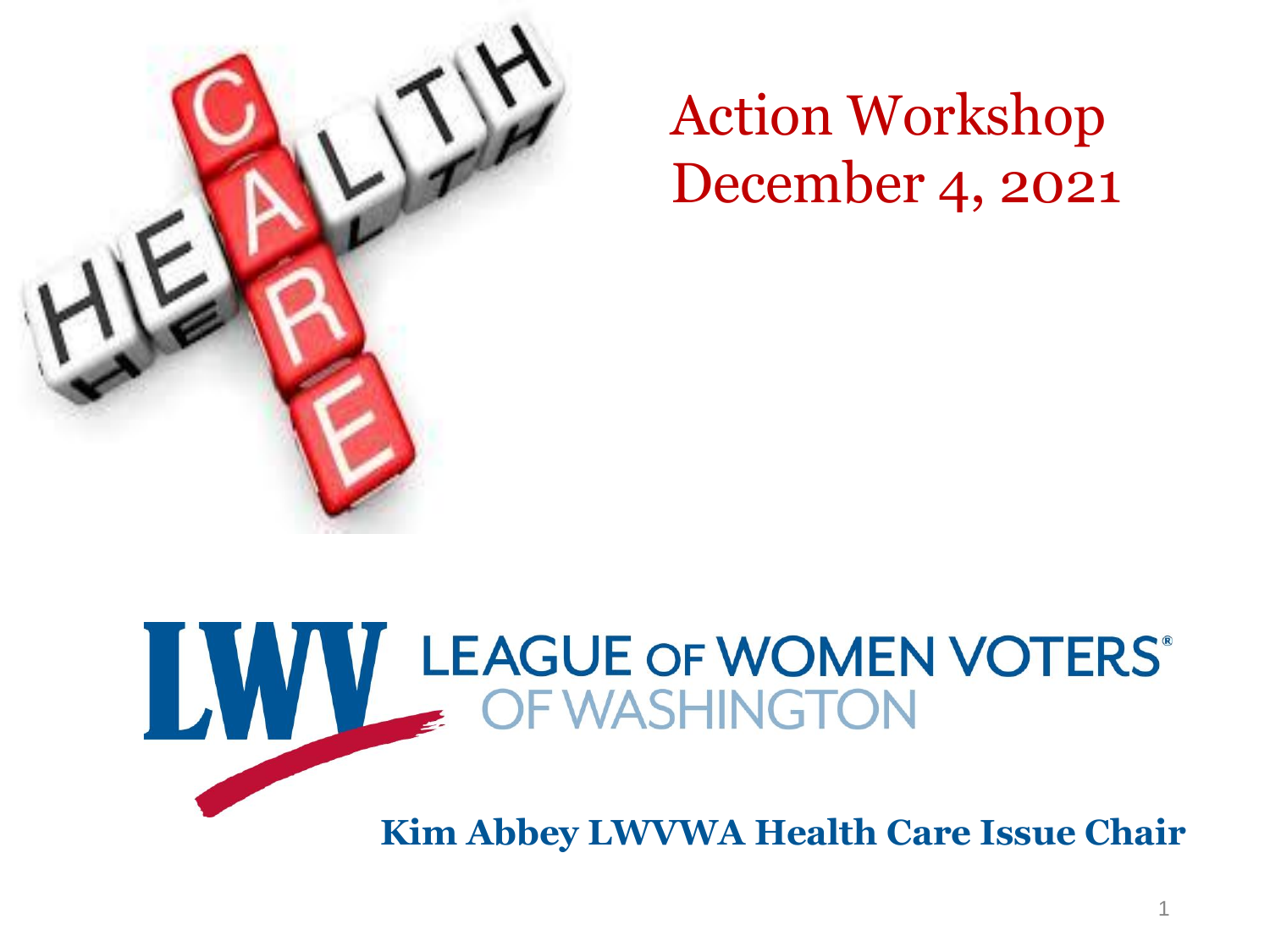# Action Workshop
# December 4, 2021

LEAGUE OF WOMEN VOTERS OF WASHINGTON

**Kim Abbey LWVWA Health Care Issue Chair**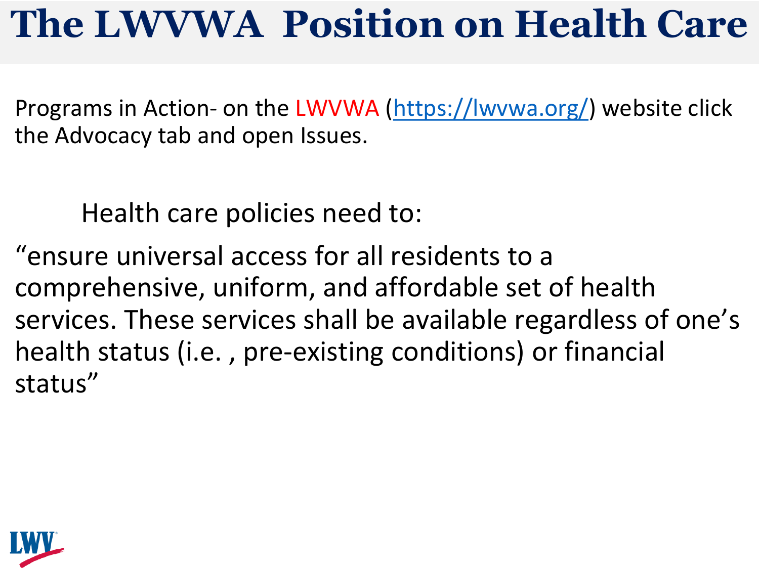# The LWVWA Position on Health Care

Programs in Action- on the LWVWA (https://lwvwa.org/) website click the Advocacy tab and open Issues.

Health care policies need to:

"ensure universal access for all residents to a comprehensive, uniform, and affordable set of health services. These services shall be available regardless of one's health status (i.e. , pre-existing conditions) or financial status"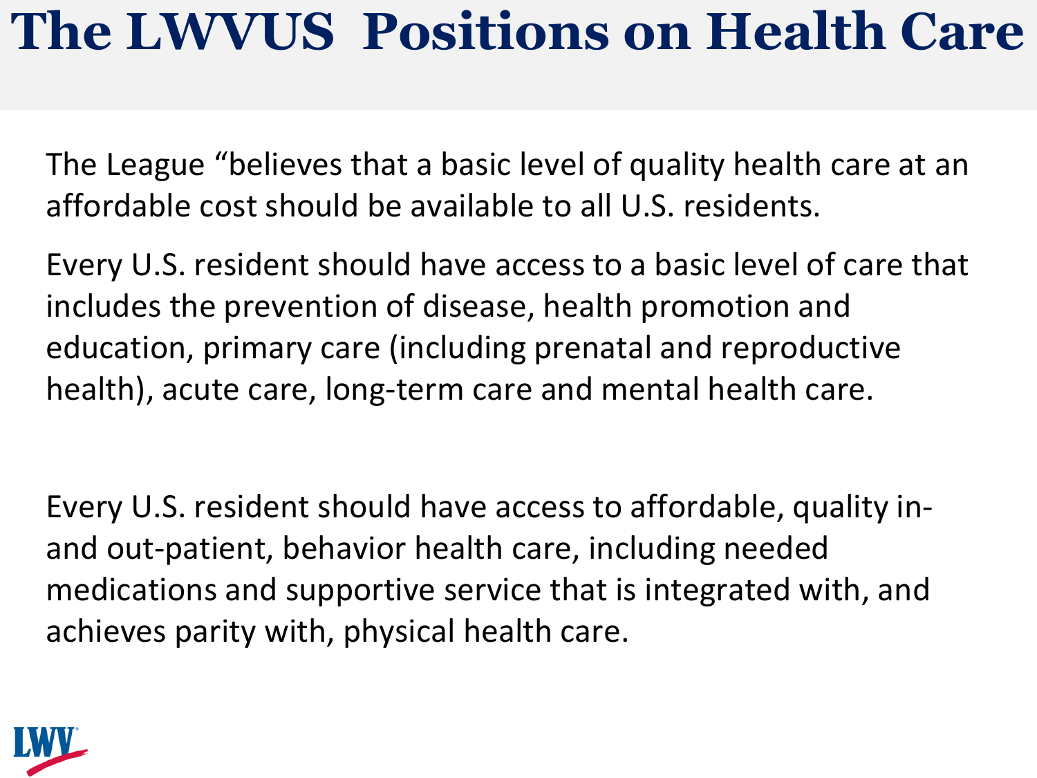# The LWVUS Positions on Health Care

The League "believes that a basic level of quality health care at an affordable cost should be available to all U.S. residents.

Every U.S. resident should have access to a basic level of care that includes the prevention of disease, health promotion and education, primary care (including prenatal and reproductive health), acute care, long-term care and mental health care.

Every U.S. resident should have access to affordable, quality in- and out-patient, behavior health care, including needed medications and supportive service that is integrated with, and achieves parity with, physical health care.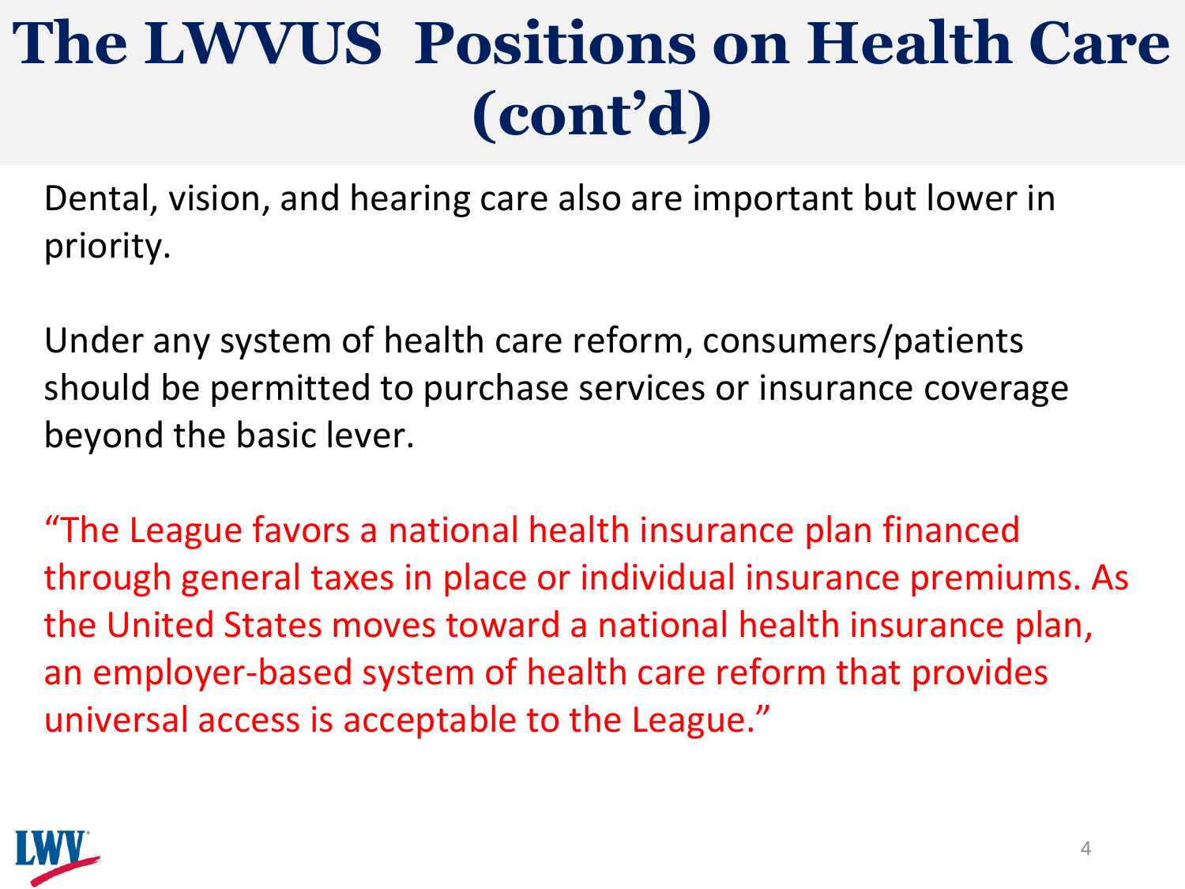# The LWVUS Positions on Health Care (cont'd)

Dental, vision, and hearing care also are important but lower in priority.

Under any system of health care reform, consumers/patients should be permitted to purchase services or insurance coverage beyond the basic lever.

"The League favors a national health insurance plan financed through general taxes in place or individual insurance premiums. As the United States moves toward a national health insurance plan, an employer-based system of health care reform that provides universal access is acceptable to the League."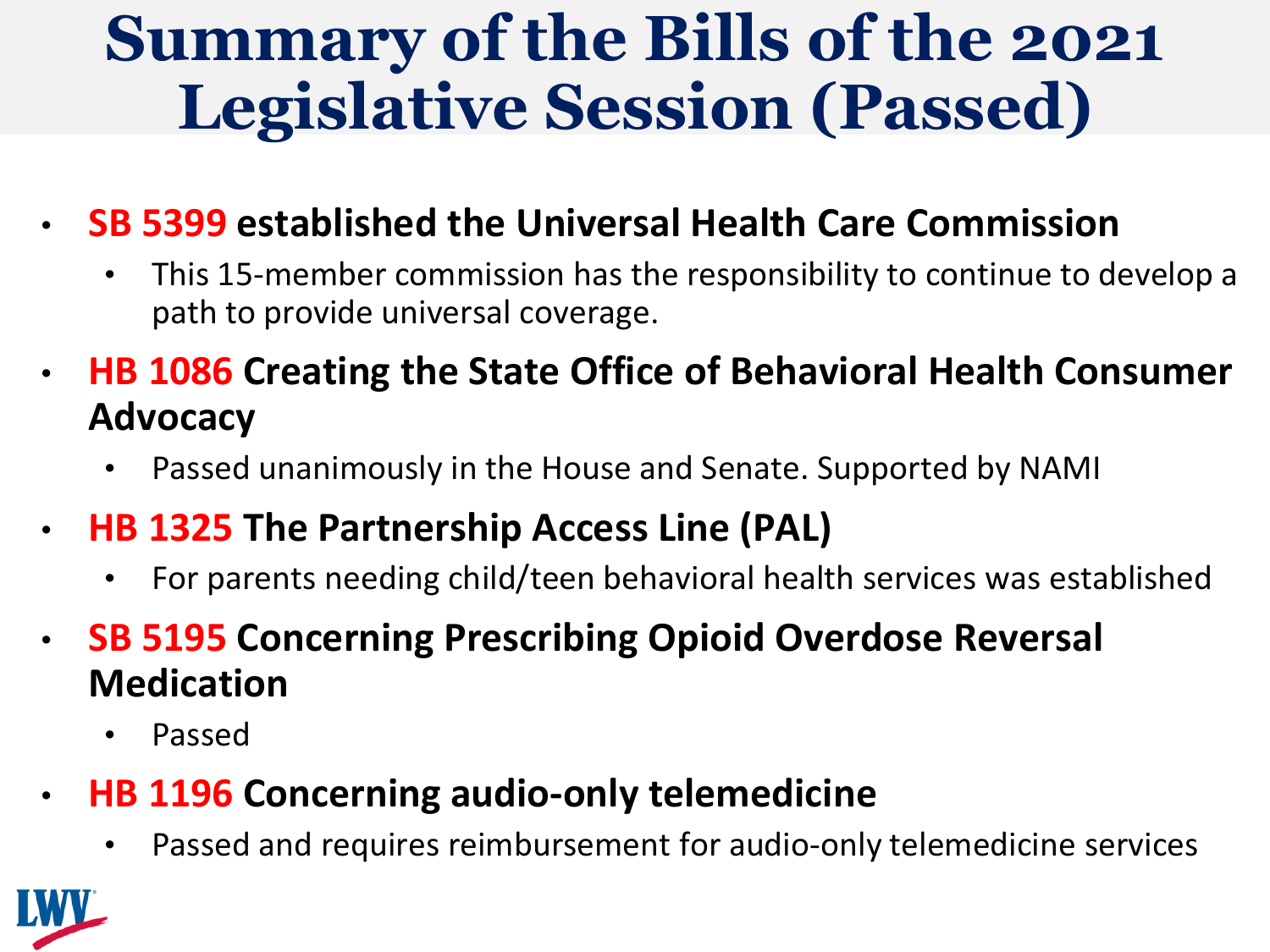# Summary of the Bills of the 2021 Legislative Session (Passed)

- **SB 5399 established the Universal Health Care Commission**
  - This 15-member commission has the responsibility to continue to develop a path to provide universal coverage.
- **HB 1086 Creating the State Office of Behavioral Health Consumer Advocacy**
  - Passed unanimously in the House and Senate. Supported by NAMI
- **HB 1325 The Partnership Access Line (PAL)**
  - For parents needing child/teen behavioral health services was established
- **SB 5195 Concerning Prescribing Opioid Overdose Reversal Medication**
  - Passed
- **HB 1196 Concerning audio-only telemedicine**
  - Passed and requires reimbursement for audio-only telemedicine services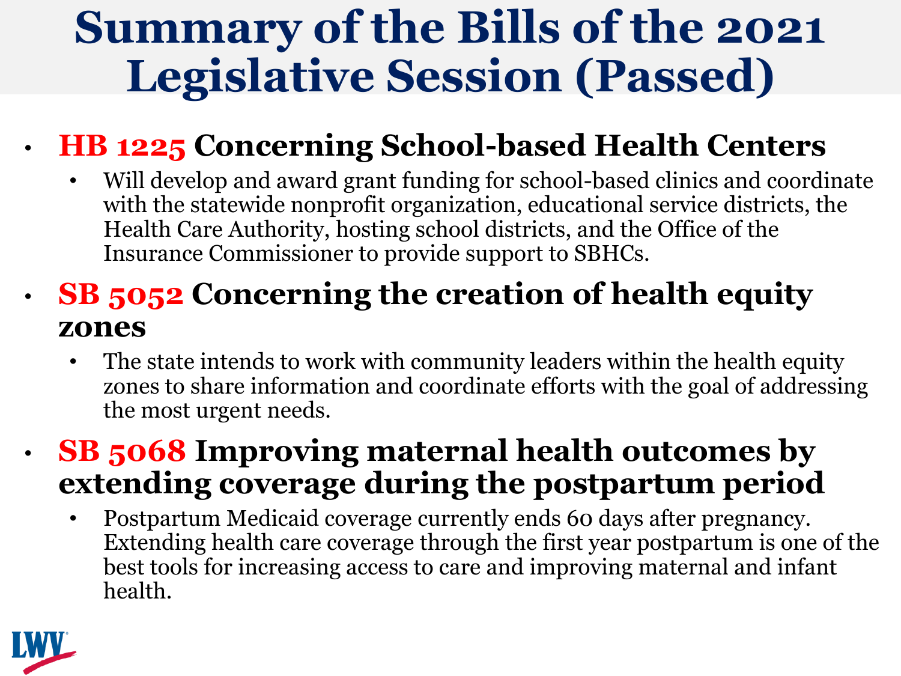# Summary of the Bills of the 2021 Legislative Session (Passed)

- **HB 1225 Concerning School-based Health Centers**
  - Will develop and award grant funding for school-based clinics and coordinate with the statewide nonprofit organization, educational service districts, the Health Care Authority, hosting school districts, and the Office of the Insurance Commissioner to provide support to SBHCs.
- **SB 5052 Concerning the creation of health equity zones**
  - The state intends to work with community leaders within the health equity zones to share information and coordinate efforts with the goal of addressing the most urgent needs.
- **SB 5068 Improving maternal health outcomes by extending coverage during the postpartum period**
  - Postpartum Medicaid coverage currently ends 60 days after pregnancy. Extending health care coverage through the first year postpartum is one of the best tools for increasing access to care and improving maternal and infant health.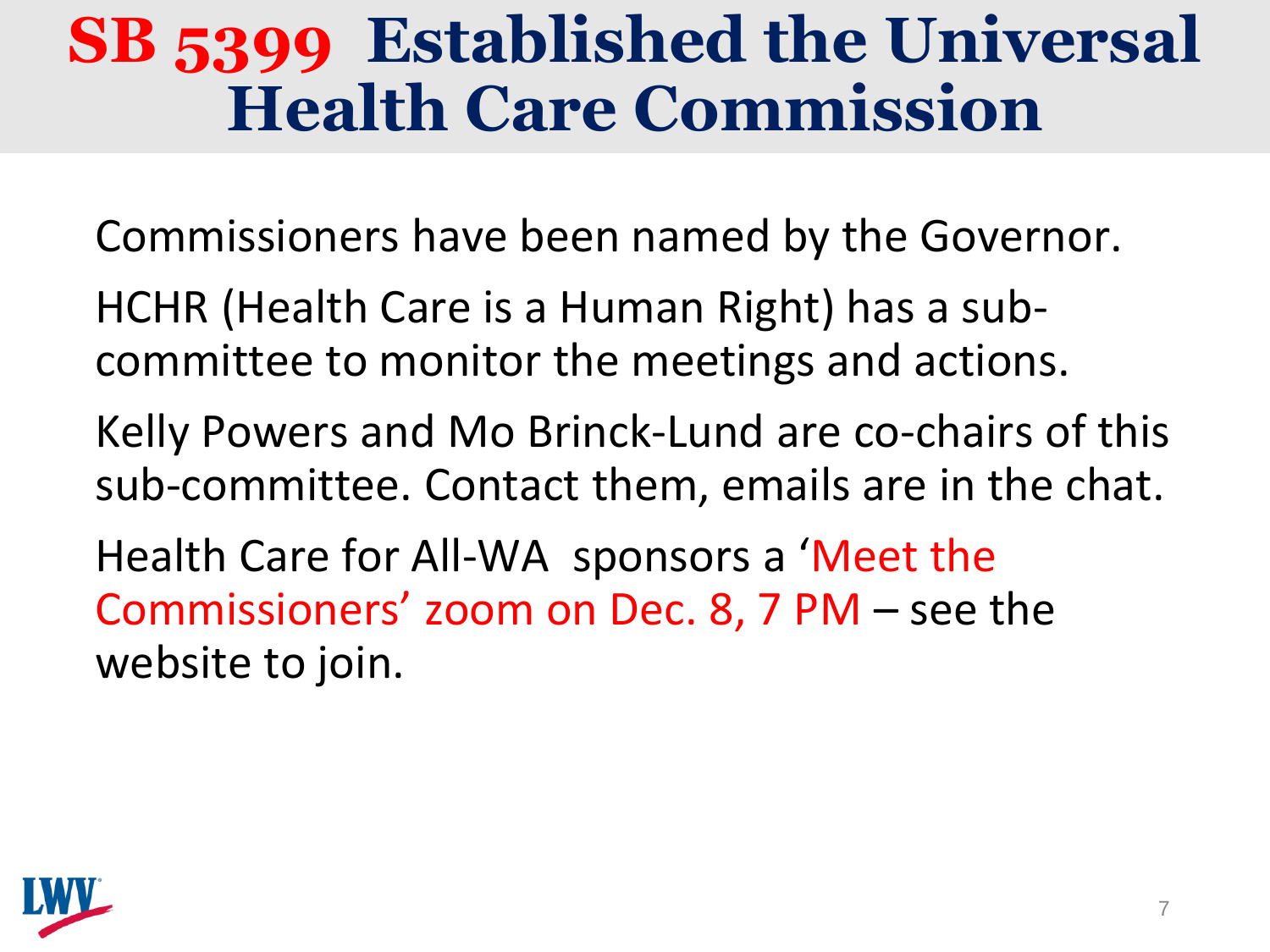# SB 5399 Established the Universal Health Care Commission

Commissioners have been named by the Governor.

HCHR (Health Care is a Human Right) has a sub-committee to monitor the meetings and actions.

Kelly Powers and Mo Brinck-Lund are co-chairs of this sub-committee. Contact them, emails are in the chat.

Health Care for All-WA sponsors a 'Meet the Commissioners' zoom on Dec. 8, 7 PM – see the website to join.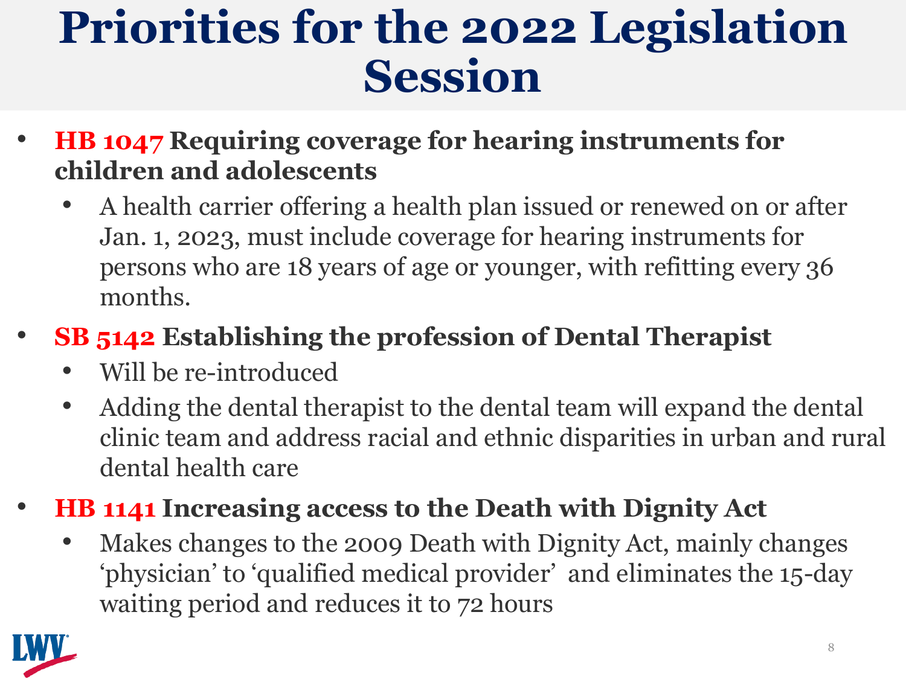# Priorities for the 2022 Legislation Session

- **HB 1047 Requiring coverage for hearing instruments for children and adolescents**
  - A health carrier offering a health plan issued or renewed on or after Jan. 1, 2023, must include coverage for hearing instruments for persons who are 18 years of age or younger, with refitting every 36 months.
- **SB 5142 Establishing the profession of Dental Therapist**
  - Will be re-introduced
  - Adding the dental therapist to the dental team will expand the dental clinic team and address racial and ethnic disparities in urban and rural dental health care
- **HB 1141 Increasing access to the Death with Dignity Act**
  - Makes changes to the 2009 Death with Dignity Act, mainly changes 'physician' to 'qualified medical provider' and eliminates the 15-day waiting period and reduces it to 72 hours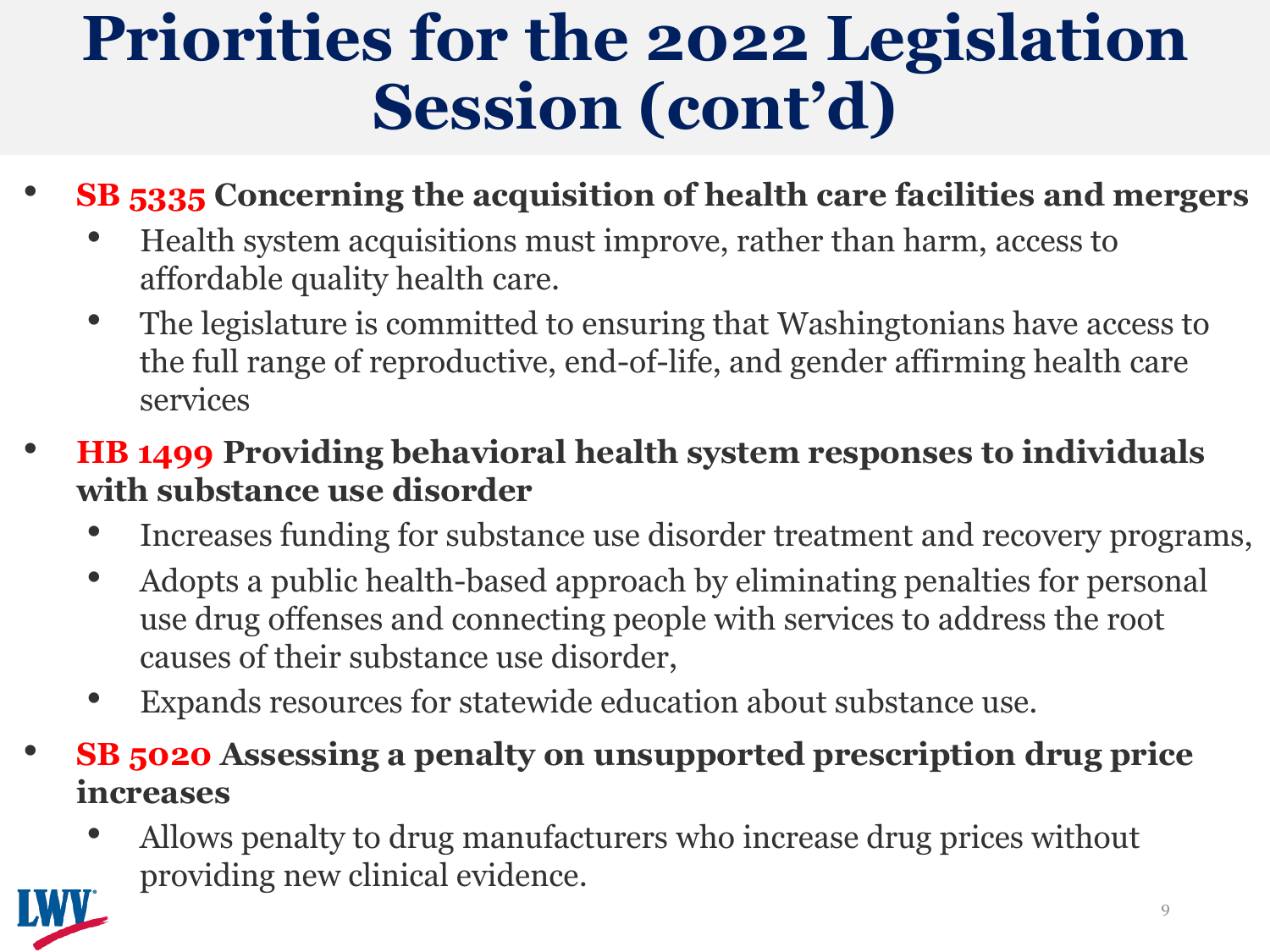# Priorities for the 2022 Legislation Session (cont'd)

- **SB 5335 Concerning the acquisition of health care facilities and mergers**
  - Health system acquisitions must improve, rather than harm, access to affordable quality health care.
  - The legislature is committed to ensuring that Washingtonians have access to the full range of reproductive, end-of-life, and gender affirming health care services
- **HB 1499 Providing behavioral health system responses to individuals with substance use disorder**
  - Increases funding for substance use disorder treatment and recovery programs,
  - Adopts a public health-based approach by eliminating penalties for personal use drug offenses and connecting people with services to address the root causes of their substance use disorder,
  - Expands resources for statewide education about substance use.
- **SB 5020 Assessing a penalty on unsupported prescription drug price increases**
  - Allows penalty to drug manufacturers who increase drug prices without providing new clinical evidence.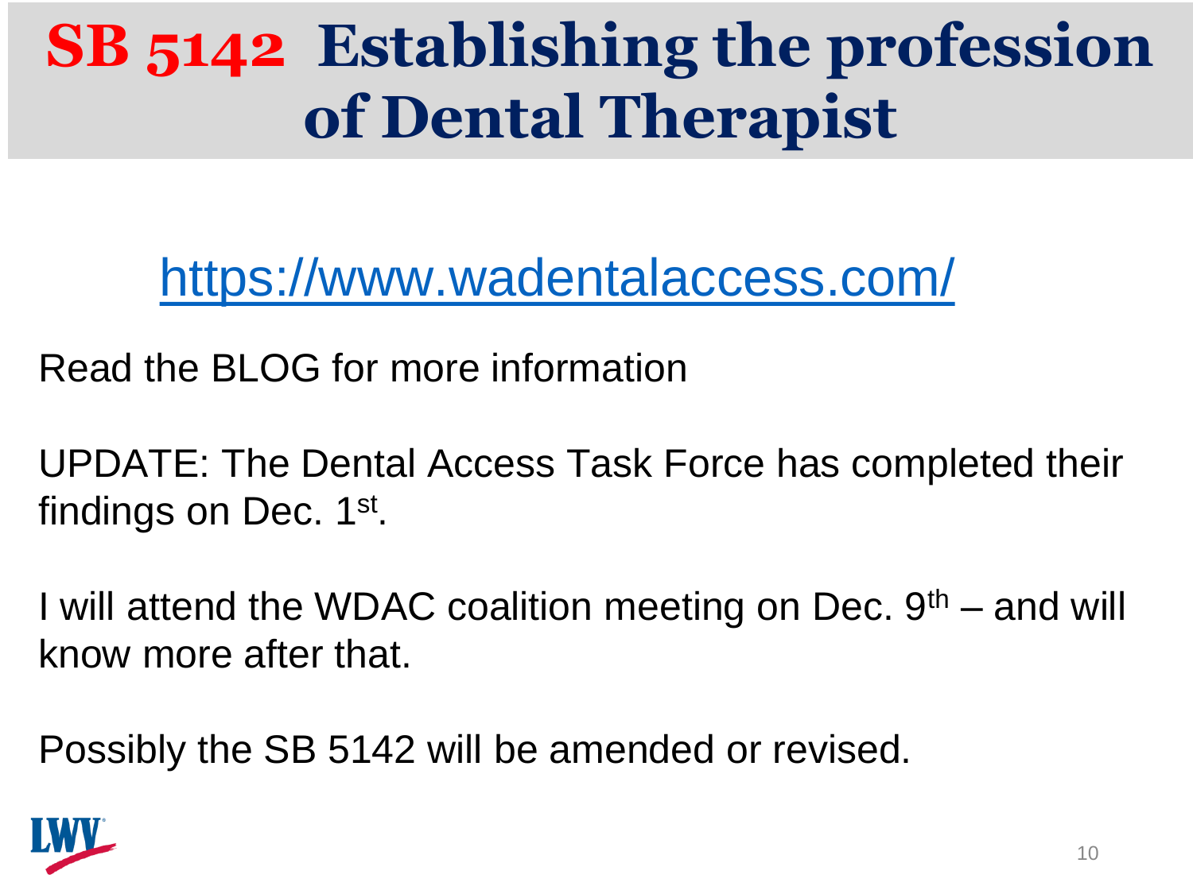# SB 5142 Establishing the profession of Dental Therapist

https://www.wadentalaccess.com/

Read the BLOG for more information

UPDATE: The Dental Access Task Force has completed their findings on Dec. 1st.

I will attend the WDAC coalition meeting on Dec. 9th – and will know more after that.

Possibly the SB 5142 will be amended or revised.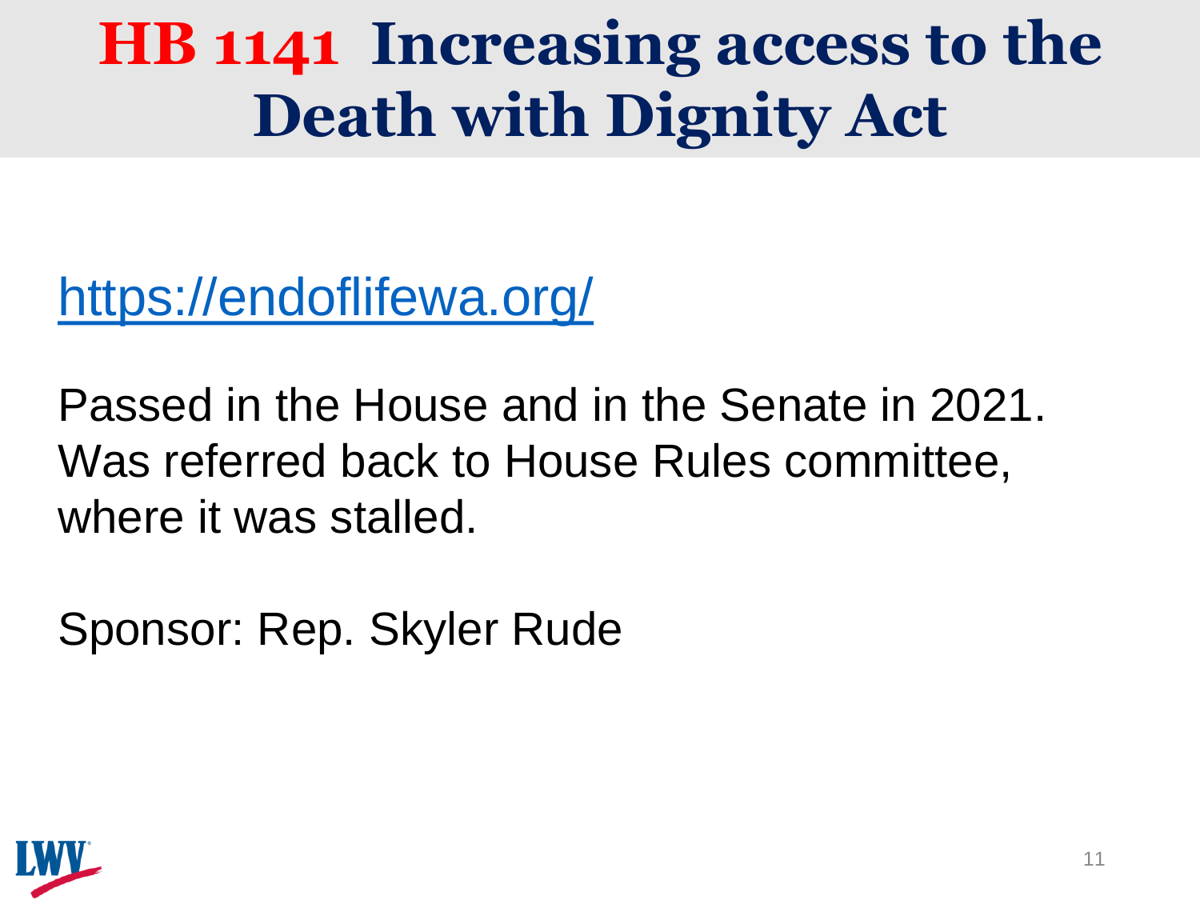# HB 1141 Increasing access to the Death with Dignity Act

https://endoflifewa.org/

Passed in the House and in the Senate in 2021. Was referred back to House Rules committee, where it was stalled.

Sponsor: Rep. Skyler Rude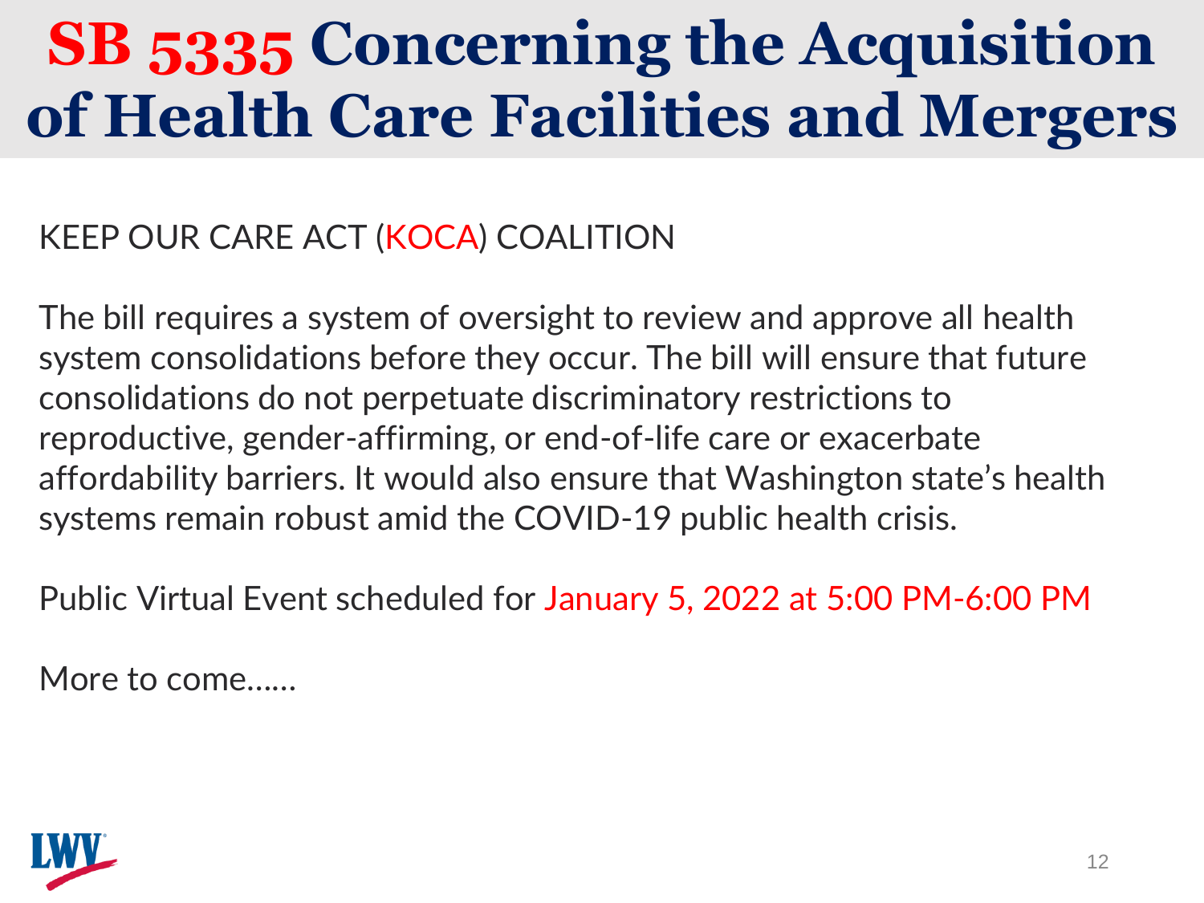# SB 5335 Concerning the Acquisition of Health Care Facilities and Mergers

KEEP OUR CARE ACT (KOCA) COALITION

The bill requires a system of oversight to review and approve all health system consolidations before they occur. The bill will ensure that future consolidations do not perpetuate discriminatory restrictions to reproductive, gender-affirming, or end-of-life care or exacerbate affordability barriers. It would also ensure that Washington state's health systems remain robust amid the COVID-19 public health crisis.

Public Virtual Event scheduled for January 5, 2022 at 5:00 PM-6:00 PM

More to come……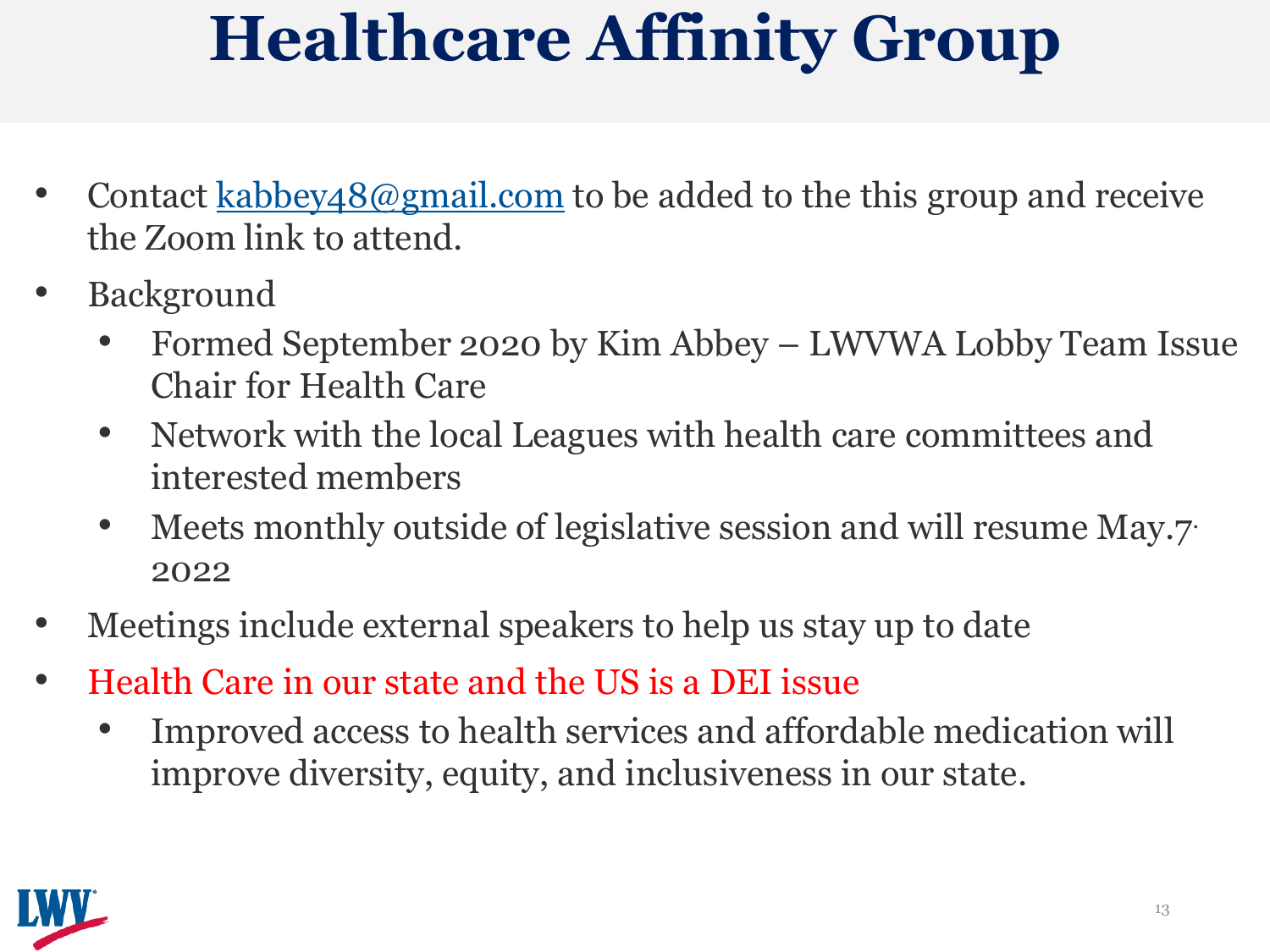# Healthcare Affinity Group

- Contact kabbey48@gmail.com to be added to the this group and receive the Zoom link to attend.
- Background
  - Formed September 2020 by Kim Abbey – LWVWA Lobby Team Issue Chair for Health Care
  - Network with the local Leagues with health care committees and interested members
  - Meets monthly outside of legislative session and will resume May.7. 2022
- Meetings include external speakers to help us stay up to date
- Health Care in our state and the US is a DEI issue
  - Improved access to health services and affordable medication will improve diversity, equity, and inclusiveness in our state.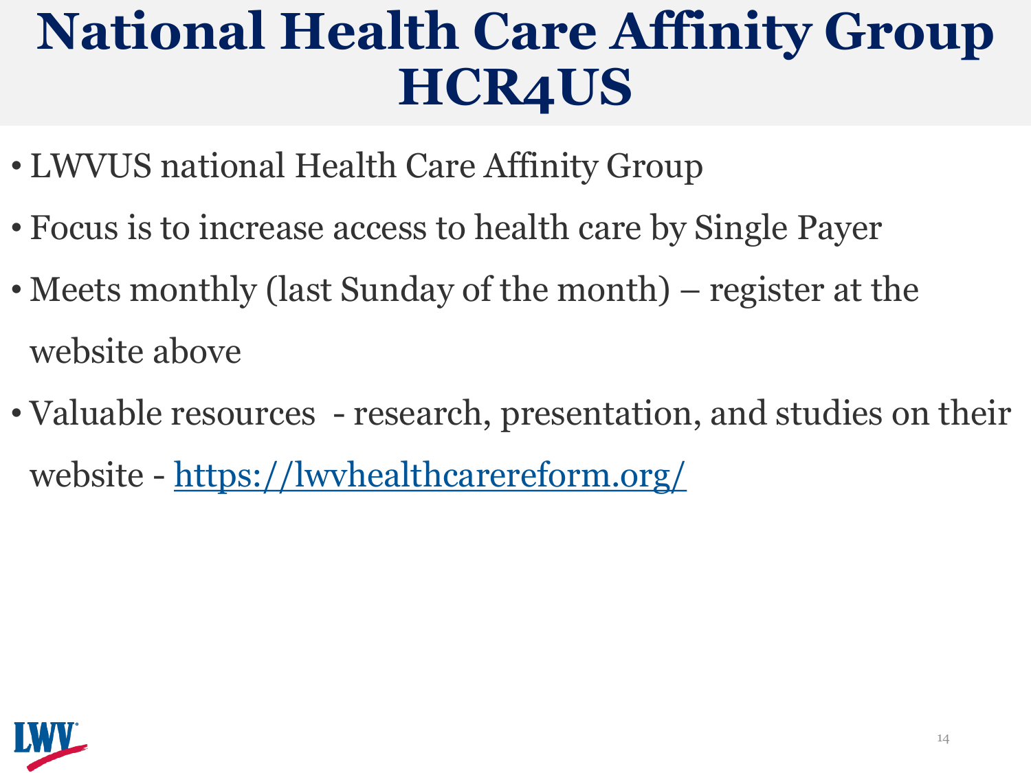# National Health Care Affinity Group HCR4US

- LWVUS national Health Care Affinity Group
- Focus is to increase access to health care by Single Payer
- Meets monthly (last Sunday of the month) – register at the website above
- Valuable resources - research, presentation, and studies on their website - https://lwvhealthcarereform.org/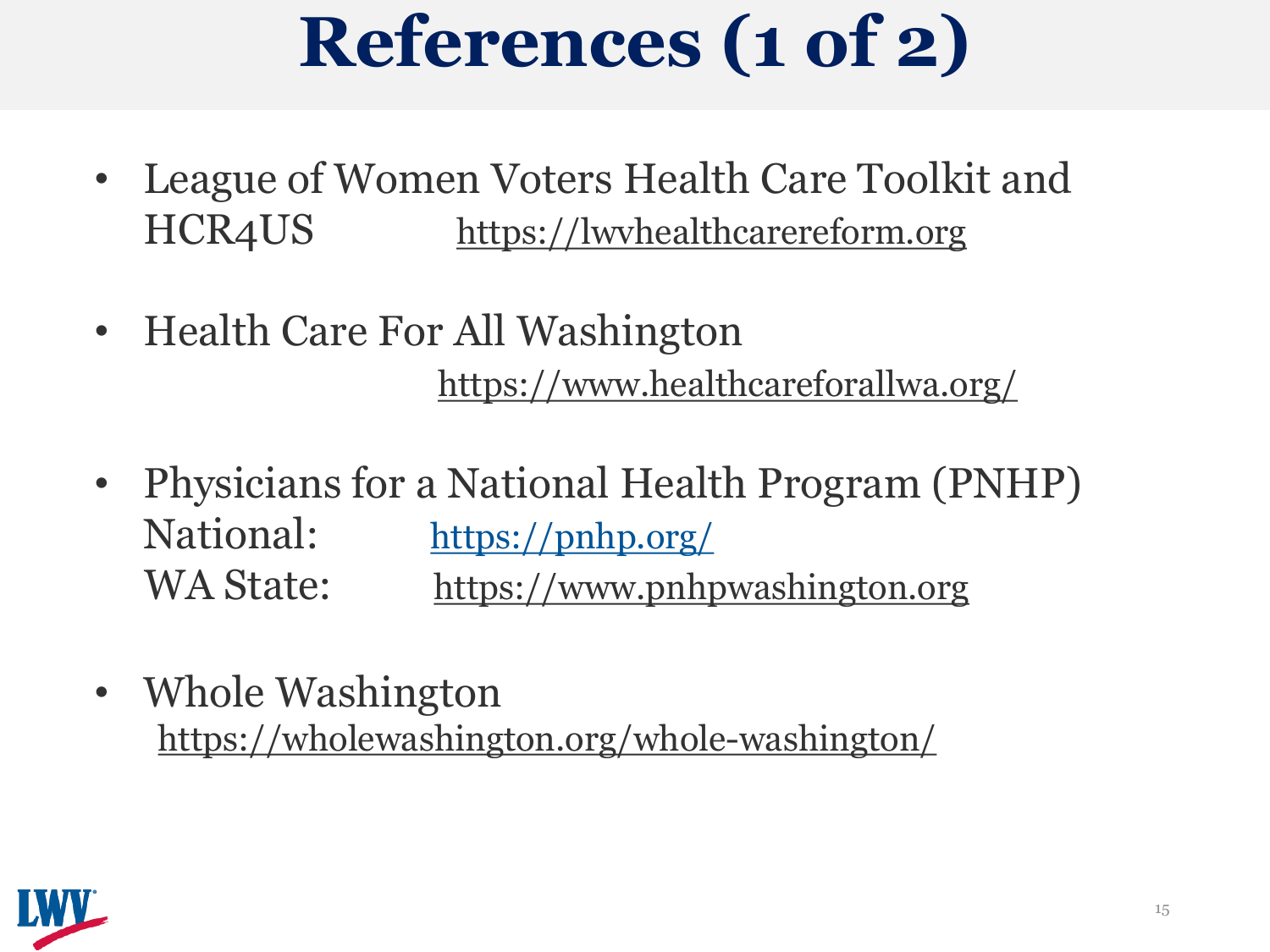# References (1 of 2)

- League of Women Voters Health Care Toolkit and HCR4US https://lwvhealthcarereform.org
- Health Care For All Washington https://www.healthcareforallwa.org/
- Physicians for a National Health Program (PNHP)
  National: https://pnhp.org/
  WA State: https://www.pnhpwashington.org
- Whole Washington https://wholewashington.org/whole-washington/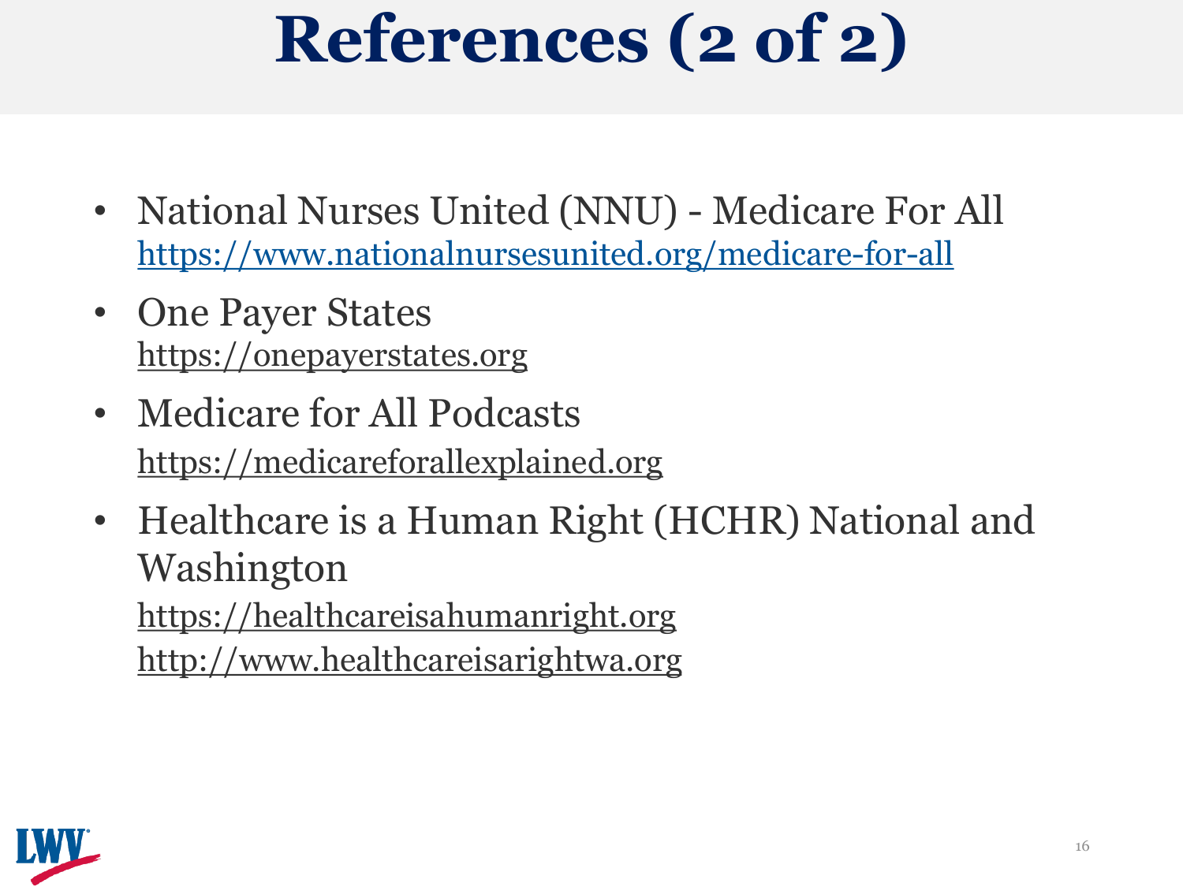# References (2 of 2)

- National Nurses United (NNU) - Medicare For All
  https://www.nationalnursesunited.org/medicare-for-all
- One Payer States
  https://onepayerstates.org
- Medicare for All Podcasts
  https://medicareforallexplained.org
- Healthcare is a Human Right (HCHR) National and Washington
  https://healthcareisahumanright.org
  http://www.healthcareisarightwa.org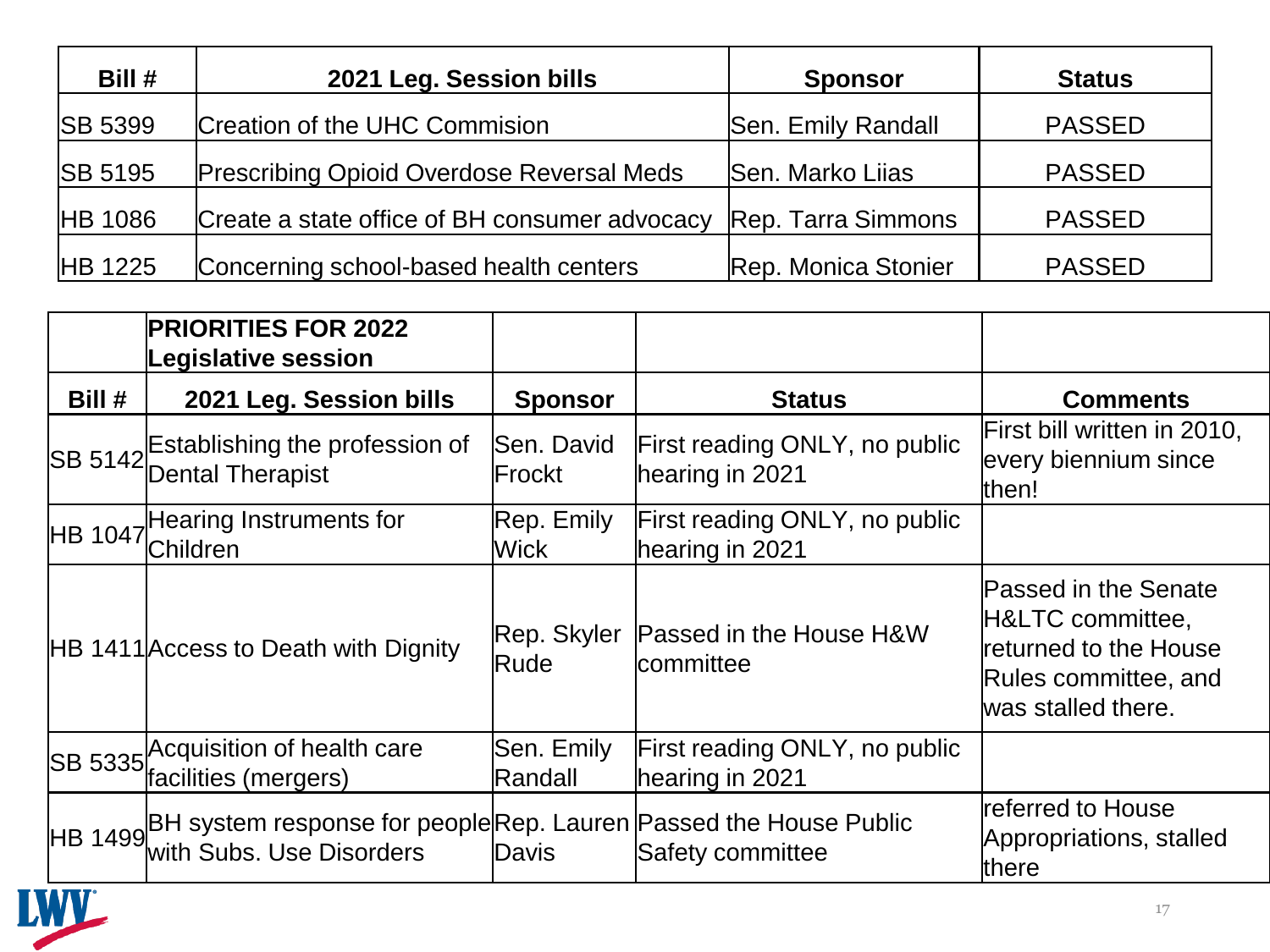| Bill # | 2021 Leg. Session bills | Sponsor | Status |
|---|---|---|---|
| SB 5399 | Creation of the UHC Commision | Sen. Emily Randall | PASSED |
| SB 5195 | Prescribing Opioid Overdose Reversal Meds | Sen. Marko Liias | PASSED |
| HB 1086 | Create a state office of BH consumer advocacy | Rep. Tarra Simmons | PASSED |
| HB 1225 | Concerning school-based health centers | Rep. Monica Stonier | PASSED |

| | **PRIORITIES FOR 2022 Legislative session** | | | |
|---|---|---|---|---|
| **Bill #** | **2021 Leg. Session bills** | **Sponsor** | **Status** | **Comments** |
| SB 5142 | Establishing the profession of Dental Therapist | Sen. David Frockt | First reading ONLY, no public hearing in 2021 | First bill written in 2010, every biennium since then! |
| HB 1047 | Hearing Instruments for Children | Rep. Emily Wick | First reading ONLY, no public hearing in 2021 | |
| HB 1411 | Access to Death with Dignity | Rep. Skyler Rude | Passed in the House H&W committee | Passed in the Senate H&LTC committee, returned to the House Rules committee, and was stalled there. |
| SB 5335 | Acquisition of health care facilities (mergers) | Sen. Emily Randall | First reading ONLY, no public hearing in 2021 | |
| HB 1499 | BH system response for people with Subs. Use Disorders | Rep. Lauren Davis | Passed the House Public Safety committee | referred to House Appropriations, stalled there |